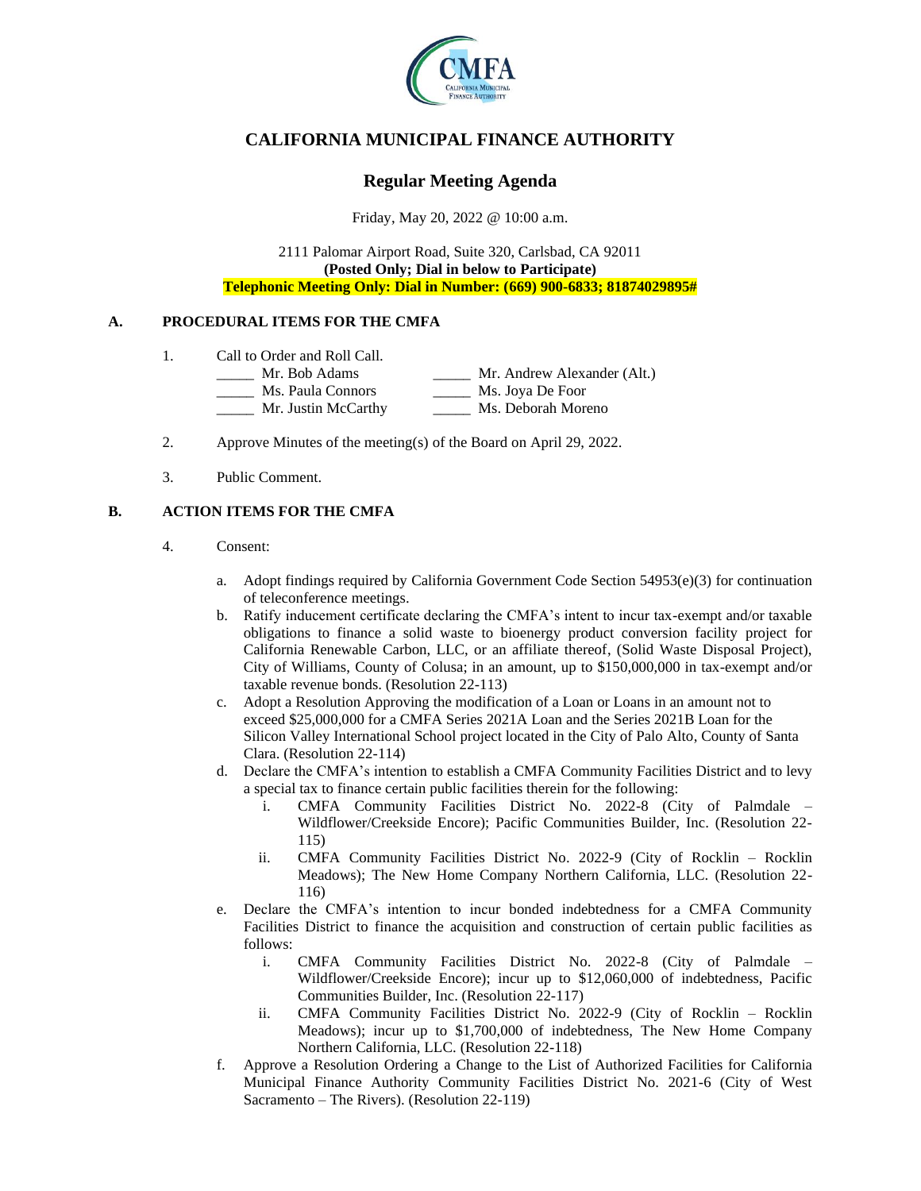# CALIFORNIA MUNICIPAL FINANCE AUTHORITY

## Regular Meeting Agenda

Friday, May 20, 2022 @ 10:00 a.m.

2111 Palomar Airport Road, Suite 320, Carlsbad, CA 92011
**(Posted Only; Dial in below to Participate)**
**Telephonic Meeting Only: Dial in Number: (669) 900-6833; 81874029895#**

### A. PROCEDURAL ITEMS FOR THE CMFA

1. Call to Order and Roll Call.

   _____ Mr. Bob Adams
   _____ Ms. Paula Connors
   _____ Mr. Justin McCarthy
   _____ Mr. Andrew Alexander (Alt.)
   _____ Ms. Joya De Foor
   _____ Ms. Deborah Moreno

2. Approve Minutes of the meeting(s) of the Board on April 29, 2022.

3. Public Comment.

### B. ACTION ITEMS FOR THE CMFA

4. Consent:

   a. Adopt findings required by California Government Code Section 54953(e)(3) for continuation of teleconference meetings.

   b. Ratify inducement certificate declaring the CMFA's intent to incur tax-exempt and/or taxable obligations to finance a solid waste to bioenergy product conversion facility project for California Renewable Carbon, LLC, or an affiliate thereof, (Solid Waste Disposal Project), City of Williams, County of Colusa; in an amount, up to $150,000,000 in tax-exempt and/or taxable revenue bonds. (Resolution 22-113)

   c. Adopt a Resolution Approving the modification of a Loan or Loans in an amount not to exceed $25,000,000 for a CMFA Series 2021A Loan and the Series 2021B Loan for the Silicon Valley International School project located in the City of Palo Alto, County of Santa Clara. (Resolution 22-114)

   d. Declare the CMFA's intention to establish a CMFA Community Facilities District and to levy a special tax to finance certain public facilities therein for the following:

      i. CMFA Community Facilities District No. 2022-8 (City of Palmdale – Wildflower/Creekside Encore); Pacific Communities Builder, Inc. (Resolution 22-115)

      ii. CMFA Community Facilities District No. 2022-9 (City of Rocklin – Rocklin Meadows); The New Home Company Northern California, LLC. (Resolution 22-116)

   e. Declare the CMFA's intention to incur bonded indebtedness for a CMFA Community Facilities District to finance the acquisition and construction of certain public facilities as follows:

      i. CMFA Community Facilities District No. 2022-8 (City of Palmdale – Wildflower/Creekside Encore); incur up to $12,060,000 of indebtedness, Pacific Communities Builder, Inc. (Resolution 22-117)

      ii. CMFA Community Facilities District No. 2022-9 (City of Rocklin – Rocklin Meadows); incur up to $1,700,000 of indebtedness, The New Home Company Northern California, LLC. (Resolution 22-118)

   f. Approve a Resolution Ordering a Change to the List of Authorized Facilities for California Municipal Finance Authority Community Facilities District No. 2021-6 (City of West Sacramento – The Rivers). (Resolution 22-119)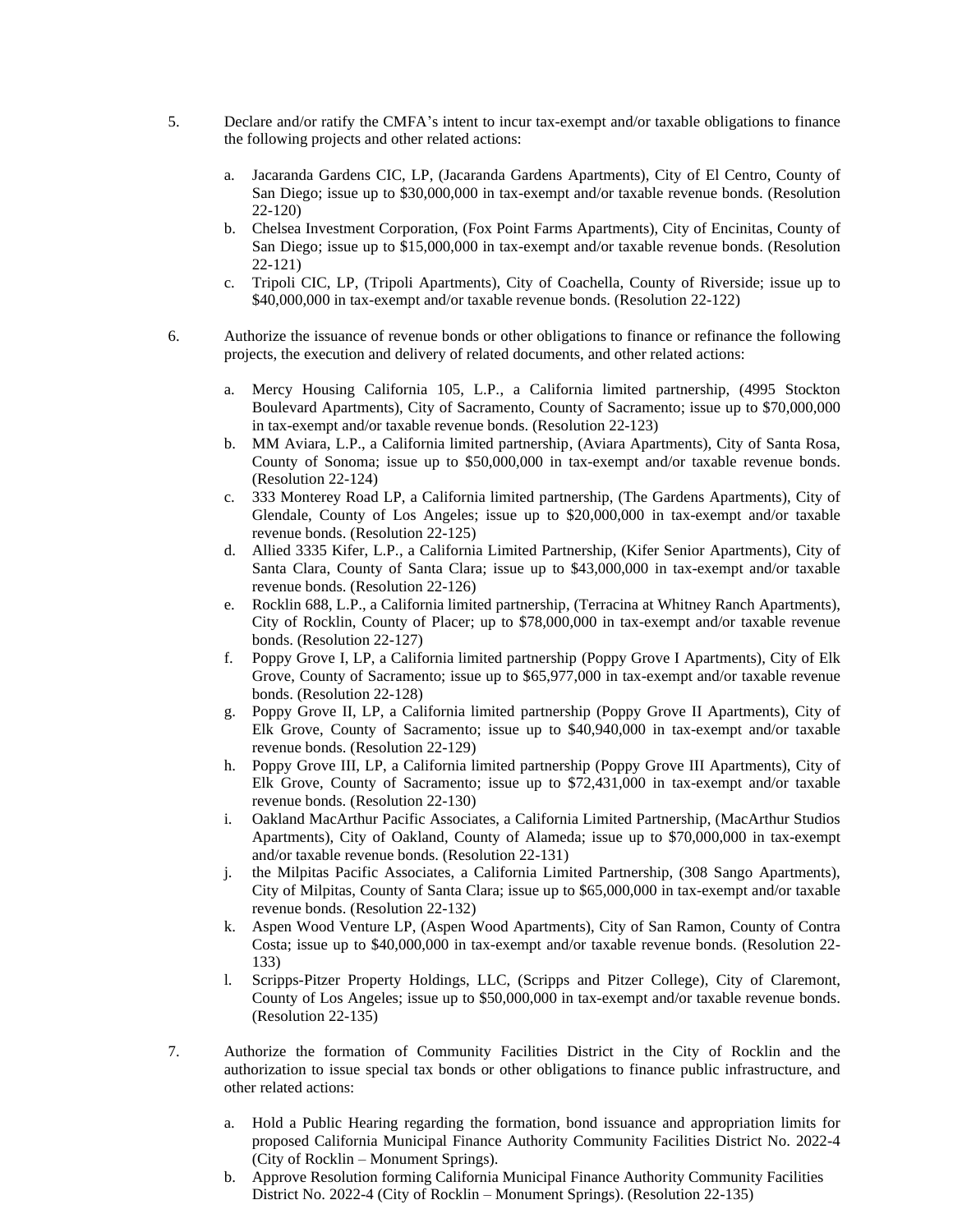5. Declare and/or ratify the CMFA's intent to incur tax-exempt and/or taxable obligations to finance the following projects and other related actions:

   a. Jacaranda Gardens CIC, LP, (Jacaranda Gardens Apartments), City of El Centro, County of San Diego; issue up to $30,000,000 in tax-exempt and/or taxable revenue bonds. (Resolution 22-120)
   b. Chelsea Investment Corporation, (Fox Point Farms Apartments), City of Encinitas, County of San Diego; issue up to $15,000,000 in tax-exempt and/or taxable revenue bonds. (Resolution 22-121)
   c. Tripoli CIC, LP, (Tripoli Apartments), City of Coachella, County of Riverside; issue up to $40,000,000 in tax-exempt and/or taxable revenue bonds. (Resolution 22-122)

6. Authorize the issuance of revenue bonds or other obligations to finance or refinance the following projects, the execution and delivery of related documents, and other related actions:

   a. Mercy Housing California 105, L.P., a California limited partnership, (4995 Stockton Boulevard Apartments), City of Sacramento, County of Sacramento; issue up to $70,000,000 in tax-exempt and/or taxable revenue bonds. (Resolution 22-123)
   b. MM Aviara, L.P., a California limited partnership, (Aviara Apartments), City of Santa Rosa, County of Sonoma; issue up to $50,000,000 in tax-exempt and/or taxable revenue bonds. (Resolution 22-124)
   c. 333 Monterey Road LP, a California limited partnership, (The Gardens Apartments), City of Glendale, County of Los Angeles; issue up to $20,000,000 in tax-exempt and/or taxable revenue bonds. (Resolution 22-125)
   d. Allied 3335 Kifer, L.P., a California Limited Partnership, (Kifer Senior Apartments), City of Santa Clara, County of Santa Clara; issue up to $43,000,000 in tax-exempt and/or taxable revenue bonds. (Resolution 22-126)
   e. Rocklin 688, L.P., a California limited partnership, (Terracina at Whitney Ranch Apartments), City of Rocklin, County of Placer; up to $78,000,000 in tax-exempt and/or taxable revenue bonds. (Resolution 22-127)
   f. Poppy Grove I, LP, a California limited partnership (Poppy Grove I Apartments), City of Elk Grove, County of Sacramento; issue up to $65,977,000 in tax-exempt and/or taxable revenue bonds. (Resolution 22-128)
   g. Poppy Grove II, LP, a California limited partnership (Poppy Grove II Apartments), City of Elk Grove, County of Sacramento; issue up to $40,940,000 in tax-exempt and/or taxable revenue bonds. (Resolution 22-129)
   h. Poppy Grove III, LP, a California limited partnership (Poppy Grove III Apartments), City of Elk Grove, County of Sacramento; issue up to $72,431,000 in tax-exempt and/or taxable revenue bonds. (Resolution 22-130)
   i. Oakland MacArthur Pacific Associates, a California Limited Partnership, (MacArthur Studios Apartments), City of Oakland, County of Alameda; issue up to $70,000,000 in tax-exempt and/or taxable revenue bonds. (Resolution 22-131)
   j. the Milpitas Pacific Associates, a California Limited Partnership, (308 Sango Apartments), City of Milpitas, County of Santa Clara; issue up to $65,000,000 in tax-exempt and/or taxable revenue bonds. (Resolution 22-132)
   k. Aspen Wood Venture LP, (Aspen Wood Apartments), City of San Ramon, County of Contra Costa; issue up to $40,000,000 in tax-exempt and/or taxable revenue bonds. (Resolution 22-133)
   l. Scripps-Pitzer Property Holdings, LLC, (Scripps and Pitzer College), City of Claremont, County of Los Angeles; issue up to $50,000,000 in tax-exempt and/or taxable revenue bonds. (Resolution 22-135)

7. Authorize the formation of Community Facilities District in the City of Rocklin and the authorization to issue special tax bonds or other obligations to finance public infrastructure, and other related actions:

   a. Hold a Public Hearing regarding the formation, bond issuance and appropriation limits for proposed California Municipal Finance Authority Community Facilities District No. 2022-4 (City of Rocklin – Monument Springs).
   b. Approve Resolution forming California Municipal Finance Authority Community Facilities District No. 2022-4 (City of Rocklin – Monument Springs). (Resolution 22-135)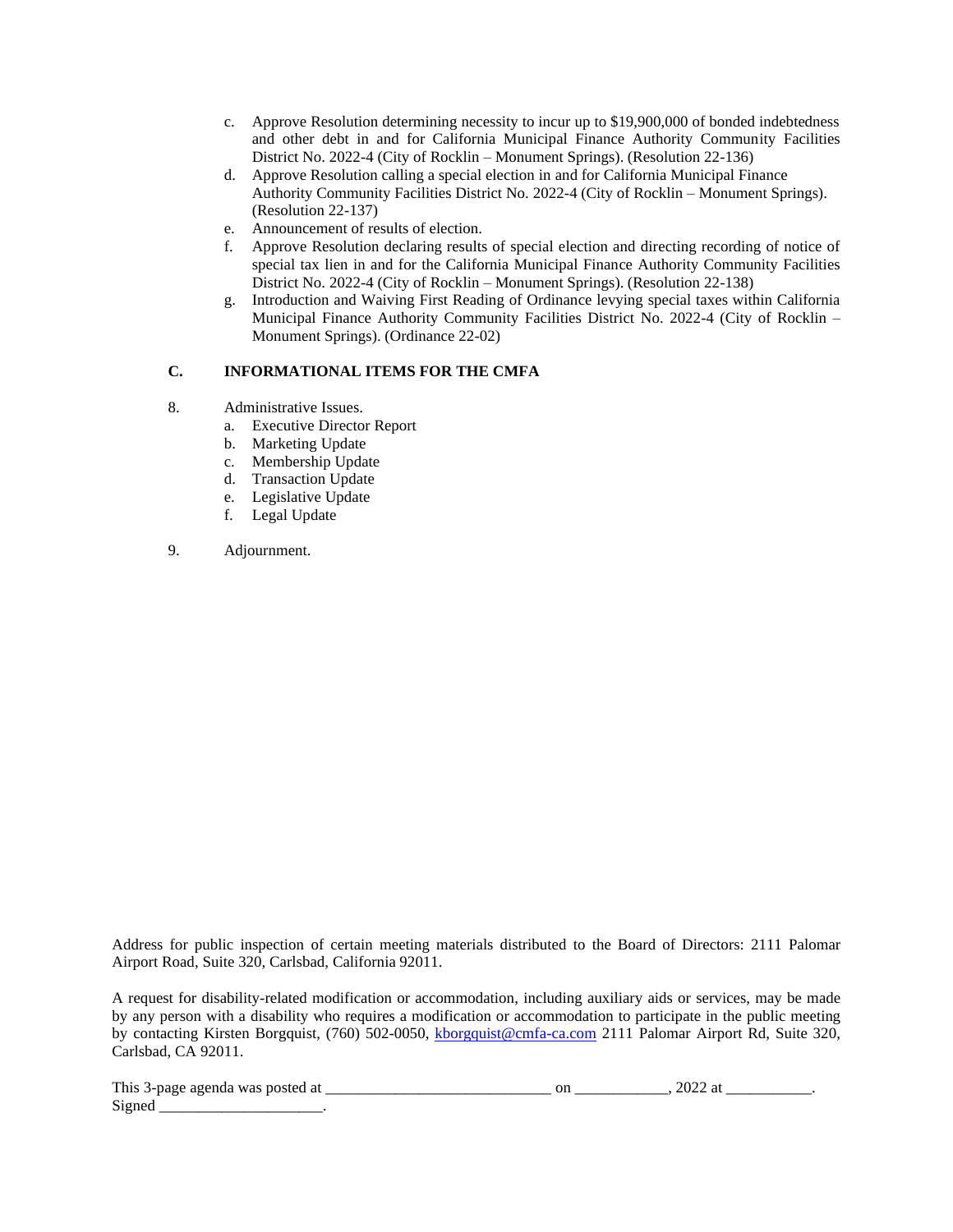c. Approve Resolution determining necessity to incur up to $19,900,000 of bonded indebtedness and other debt in and for California Municipal Finance Authority Community Facilities District No. 2022-4 (City of Rocklin – Monument Springs). (Resolution 22-136)

d. Approve Resolution calling a special election in and for California Municipal Finance Authority Community Facilities District No. 2022-4 (City of Rocklin – Monument Springs). (Resolution 22-137)

e. Announcement of results of election.

f. Approve Resolution declaring results of special election and directing recording of notice of special tax lien in and for the California Municipal Finance Authority Community Facilities District No. 2022-4 (City of Rocklin – Monument Springs). (Resolution 22-138)

g. Introduction and Waiving First Reading of Ordinance levying special taxes within California Municipal Finance Authority Community Facilities District No. 2022-4 (City of Rocklin – Monument Springs). (Ordinance 22-02)

## C. INFORMATIONAL ITEMS FOR THE CMFA

8. Administrative Issues.
   a. Executive Director Report
   b. Marketing Update
   c. Membership Update
   d. Transaction Update
   e. Legislative Update
   f. Legal Update

9. Adjournment.

Address for public inspection of certain meeting materials distributed to the Board of Directors: 2111 Palomar Airport Road, Suite 320, Carlsbad, California 92011.

A request for disability-related modification or accommodation, including auxiliary aids or services, may be made by any person with a disability who requires a modification or accommodation to participate in the public meeting by contacting Kirsten Borgquist, (760) 502-0050, kborgquist@cmfa-ca.com 2111 Palomar Airport Rd, Suite 320, Carlsbad, CA 92011.

This 3-page agenda was posted at ____________________________ on ____________, 2022 at ___________.
Signed _____________________.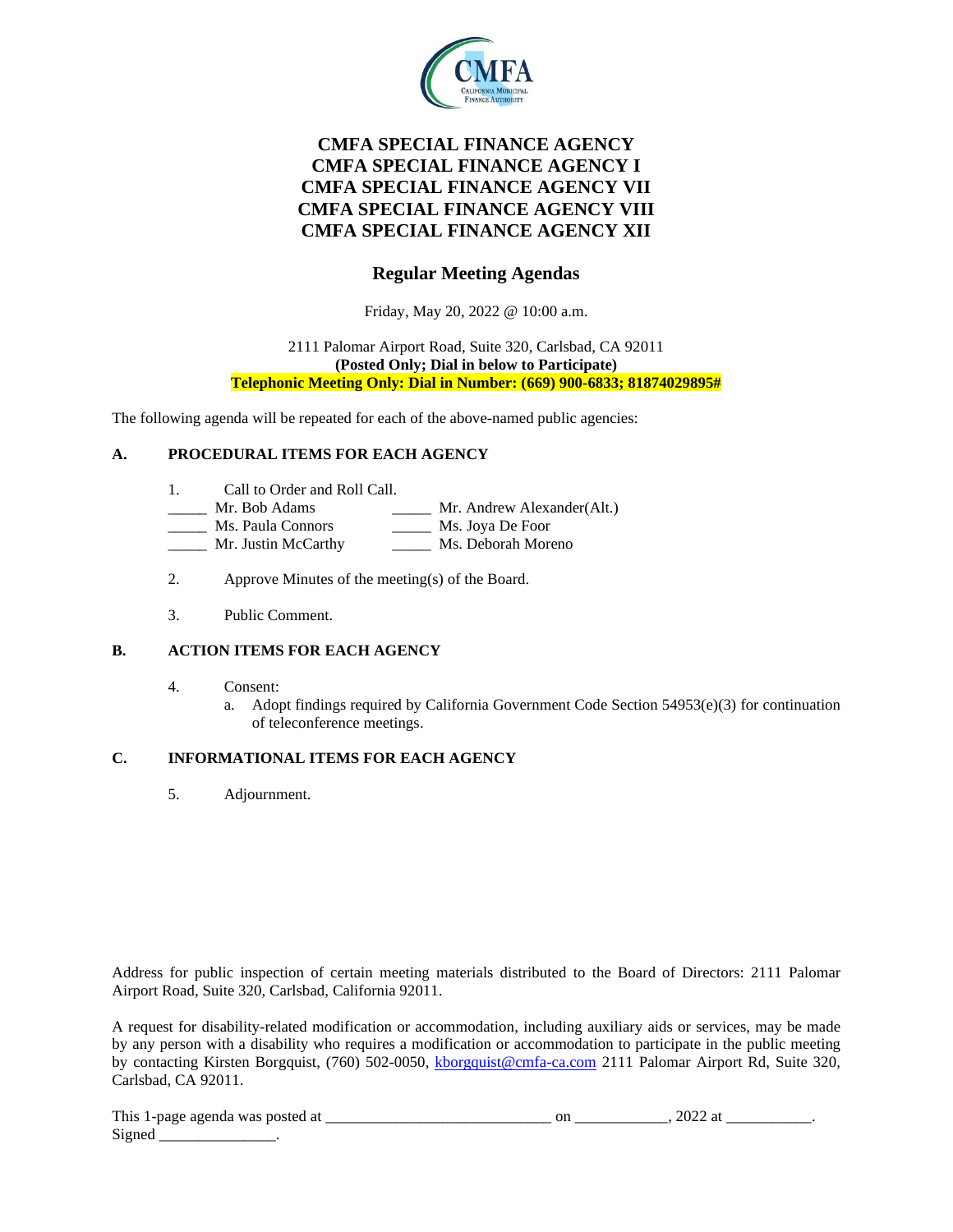# CMFA SPECIAL FINANCE AGENCY
# CMFA SPECIAL FINANCE AGENCY I
# CMFA SPECIAL FINANCE AGENCY VII
# CMFA SPECIAL FINANCE AGENCY VIII
# CMFA SPECIAL FINANCE AGENCY XII

## Regular Meeting Agendas

Friday, May 20, 2022 @ 10:00 a.m.

2111 Palomar Airport Road, Suite 320, Carlsbad, CA 92011
**(Posted Only; Dial in below to Participate)**
**Telephonic Meeting Only: Dial in Number: (669) 900-6833; 81874029895#**

The following agenda will be repeated for each of the above-named public agencies:

### A. PROCEDURAL ITEMS FOR EACH AGENCY

1. Call to Order and Roll Call.

_____ Mr. Bob Adams
_____ Mr. Andrew Alexander(Alt.)
_____ Ms. Paula Connors
_____ Ms. Joya De Foor
_____ Mr. Justin McCarthy
_____ Ms. Deborah Moreno

2. Approve Minutes of the meeting(s) of the Board.

3. Public Comment.

### B. ACTION ITEMS FOR EACH AGENCY

4. Consent:
   a. Adopt findings required by California Government Code Section 54953(e)(3) for continuation of teleconference meetings.

### C. INFORMATIONAL ITEMS FOR EACH AGENCY

5. Adjournment.

Address for public inspection of certain meeting materials distributed to the Board of Directors: 2111 Palomar Airport Road, Suite 320, Carlsbad, California 92011.

A request for disability-related modification or accommodation, including auxiliary aids or services, may be made by any person with a disability who requires a modification or accommodation to participate in the public meeting by contacting Kirsten Borgquist, (760) 502-0050, kborgquist@cmfa-ca.com 2111 Palomar Airport Rd, Suite 320, Carlsbad, CA 92011.

This 1-page agenda was posted at ____________________________ on ____________, 2022 at ___________.
Signed _______________.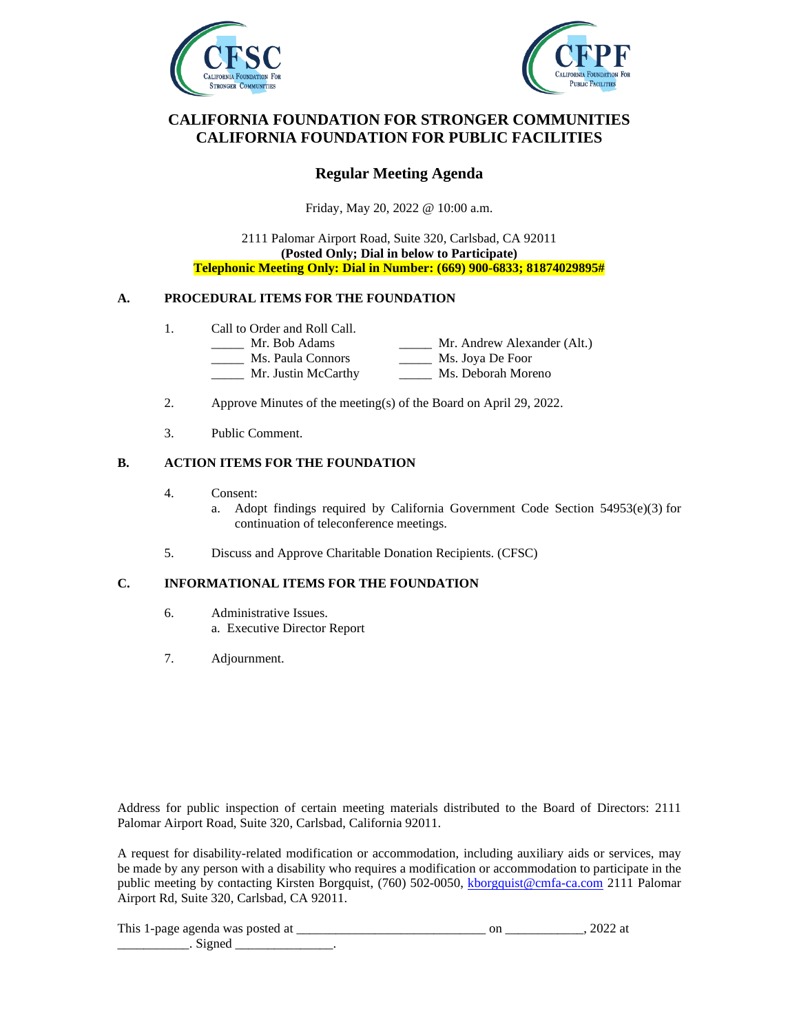# CALIFORNIA FOUNDATION FOR STRONGER COMMUNITIES
# CALIFORNIA FOUNDATION FOR PUBLIC FACILITIES

## Regular Meeting Agenda

Friday, May 20, 2022 @ 10:00 a.m.

2111 Palomar Airport Road, Suite 320, Carlsbad, CA 92011
**(Posted Only; Dial in below to Participate)**
**Telephonic Meeting Only: Dial in Number: (669) 900-6833; 81874029895#**

### A. PROCEDURAL ITEMS FOR THE FOUNDATION

1. Call to Order and Roll Call.

| | |
|---|---|
| _____ Mr. Bob Adams | _____ Mr. Andrew Alexander (Alt.) |
| _____ Ms. Paula Connors | _____ Ms. Joya De Foor |
| _____ Mr. Justin McCarthy | _____ Ms. Deborah Moreno |

2. Approve Minutes of the meeting(s) of the Board on April 29, 2022.

3. Public Comment.

### B. ACTION ITEMS FOR THE FOUNDATION

4. Consent:
   a. Adopt findings required by California Government Code Section 54953(e)(3) for continuation of teleconference meetings.

5. Discuss and Approve Charitable Donation Recipients. (CFSC)

### C. INFORMATIONAL ITEMS FOR THE FOUNDATION

6. Administrative Issues.
   a. Executive Director Report

7. Adjournment.

Address for public inspection of certain meeting materials distributed to the Board of Directors: 2111 Palomar Airport Road, Suite 320, Carlsbad, California 92011.

A request for disability-related modification or accommodation, including auxiliary aids or services, may be made by any person with a disability who requires a modification or accommodation to participate in the public meeting by contacting Kirsten Borgquist, (760) 502-0050, kborgquist@cmfa-ca.com 2111 Palomar Airport Rd, Suite 320, Carlsbad, CA 92011.

This 1-page agenda was posted at ____________________________ on ____________, 2022 at ___________. Signed _______________.